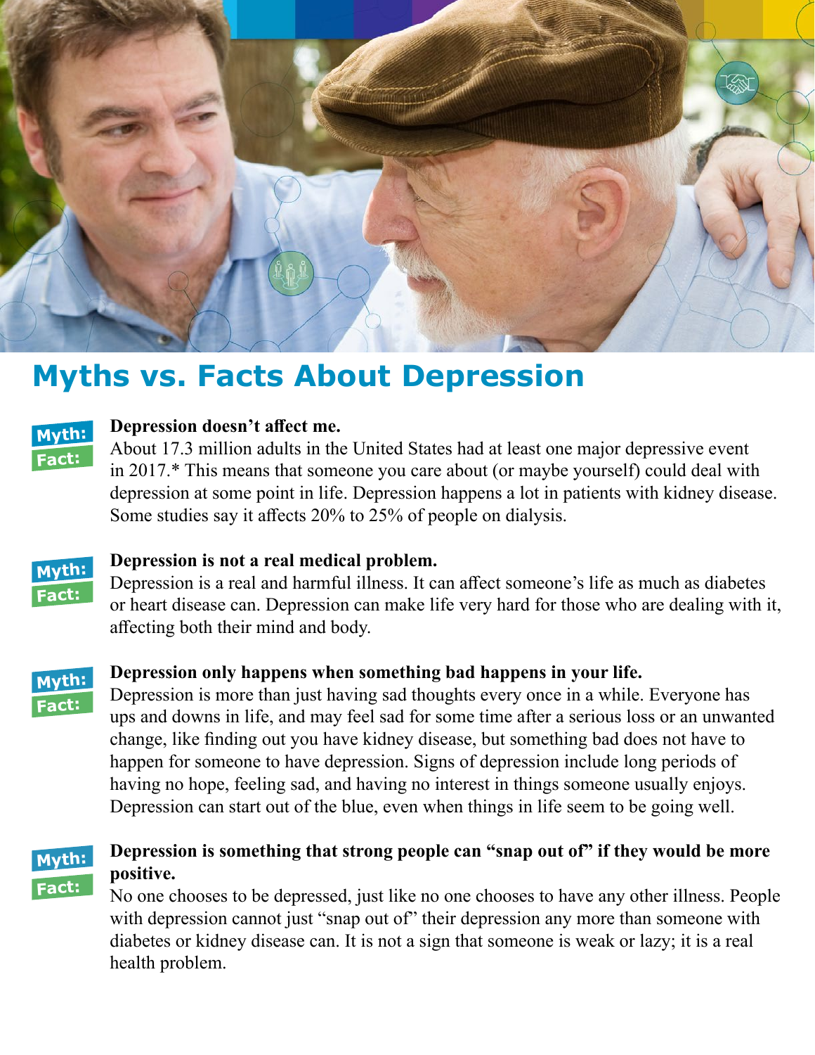# Myths vs. Facts About Depression

**Myth:** **Depression doesn't affect me.**

**Fact:** About 17.3 million adults in the United States had at least one major depressive event in 2017.* This means that someone you care about (or maybe yourself) could deal with depression at some point in life. Depression happens a lot in patients with kidney disease. Some studies say it affects 20% to 25% of people on dialysis.

**Myth:** **Depression is not a real medical problem.**

**Fact:** Depression is a real and harmful illness. It can affect someone's life as much as diabetes or heart disease can. Depression can make life very hard for those who are dealing with it, affecting both their mind and body.

**Myth:** **Depression only happens when something bad happens in your life.**

**Fact:** Depression is more than just having sad thoughts every once in a while. Everyone has ups and downs in life, and may feel sad for some time after a serious loss or an unwanted change, like finding out you have kidney disease, but something bad does not have to happen for someone to have depression. Signs of depression include long periods of having no hope, feeling sad, and having no interest in things someone usually enjoys. Depression can start out of the blue, even when things in life seem to be going well.

**Myth:** **Depression is something that strong people can "snap out of" if they would be more positive.**

**Fact:** No one chooses to be depressed, just like no one chooses to have any other illness. People with depression cannot just "snap out of" their depression any more than someone with diabetes or kidney disease can. It is not a sign that someone is weak or lazy; it is a real health problem.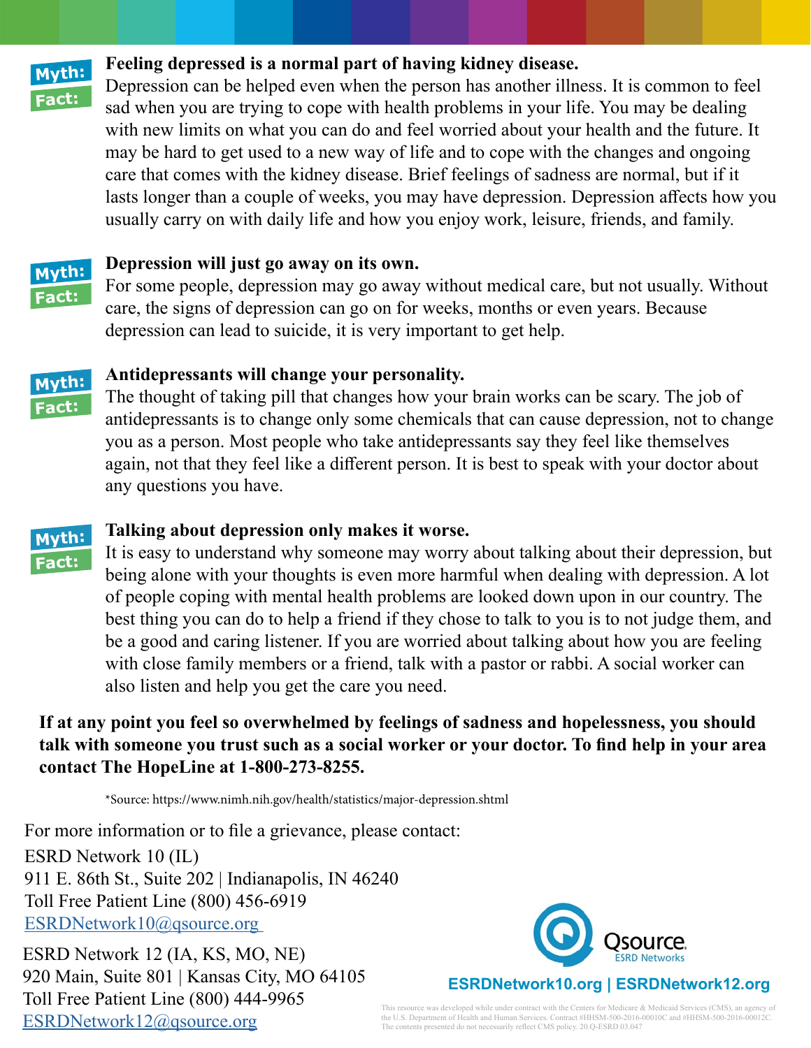**Myth:** Feeling depressed is a normal part of having kidney disease.

**Fact:** Depression can be helped even when the person has another illness. It is common to feel sad when you are trying to cope with health problems in your life. You may be dealing with new limits on what you can do and feel worried about your health and the future. It may be hard to get used to a new way of life and to cope with the changes and ongoing care that comes with the kidney disease. Brief feelings of sadness are normal, but if it lasts longer than a couple of weeks, you may have depression. Depression affects how you usually carry on with daily life and how you enjoy work, leisure, friends, and family.

**Myth:** Depression will just go away on its own.

**Fact:** For some people, depression may go away without medical care, but not usually. Without care, the signs of depression can go on for weeks, months or even years. Because depression can lead to suicide, it is very important to get help.

**Myth:** Antidepressants will change your personality.

**Fact:** The thought of taking pill that changes how your brain works can be scary. The job of antidepressants is to change only some chemicals that can cause depression, not to change you as a person. Most people who take antidepressants say they feel like themselves again, not that they feel like a different person. It is best to speak with your doctor about any questions you have.

**Myth:** Talking about depression only makes it worse.

**Fact:** It is easy to understand why someone may worry about talking about their depression, but being alone with your thoughts is even more harmful when dealing with depression. A lot of people coping with mental health problems are looked down upon in our country. The best thing you can do to help a friend if they chose to talk to you is to not judge them, and be a good and caring listener. If you are worried about talking about how you are feeling with close family members or a friend, talk with a pastor or rabbi. A social worker can also listen and help you get the care you need.

**If at any point you feel so overwhelmed by feelings of sadness and hopelessness, you should talk with someone you trust such as a social worker or your doctor. To find help in your area contact The HopeLine at 1-800-273-8255.**

*Source: https://www.nimh.nih.gov/health/statistics/major-depression.shtml

For more information or to file a grievance, please contact:

ESRD Network 10 (IL)
911 E. 86th St., Suite 202 | Indianapolis, IN 46240
Toll Free Patient Line (800) 456-6919
ESRDNetwork10@qsource.org

ESRD Network 12 (IA, KS, MO, NE)
920 Main, Suite 801 | Kansas City, MO 64105
Toll Free Patient Line (800) 444-9965
ESRDNetwork12@qsource.org

Qsource ESRD Networks

**ESRDNetwork10.org | ESRDNetwork12.org**

This resource was developed while under contract with the Centers for Medicare & Medicaid Services (CMS), an agency of the U.S. Department of Health and Human Services. Contract #HHSM-500-2016-00010C and #HHSM-500-2016-00012C. The contents presented do not necessarily reflect CMS policy. 20.Q-ESRD.03.047